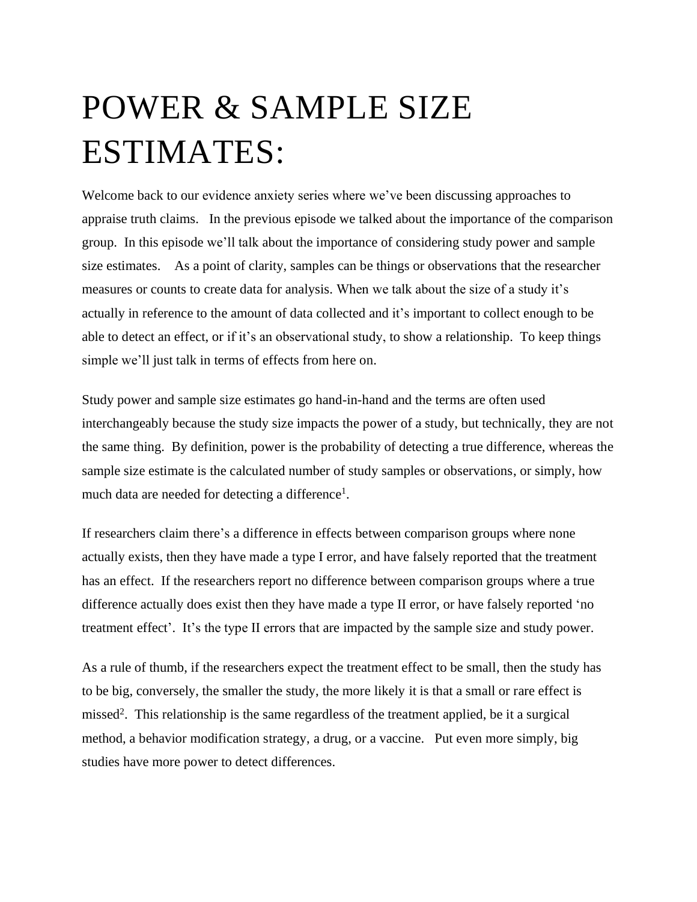# POWER & SAMPLE SIZE ESTIMATES:

Welcome back to our evidence anxiety series where we've been discussing approaches to appraise truth claims. In the previous episode we talked about the importance of the comparison group. In this episode we'll talk about the importance of considering study power and sample size estimates. As a point of clarity, samples can be things or observations that the researcher measures or counts to create data for analysis. When we talk about the size of a study it's actually in reference to the amount of data collected and it's important to collect enough to be able to detect an effect, or if it's an observational study, to show a relationship. To keep things simple we'll just talk in terms of effects from here on.

Study power and sample size estimates go hand-in-hand and the terms are often used interchangeably because the study size impacts the power of a study, but technically, they are not the same thing. By definition, power is the probability of detecting a true difference, whereas the sample size estimate is the calculated number of study samples or observations, or simply, how much data are needed for detecting a difference[1].

If researchers claim there's a difference in effects between comparison groups where none actually exists, then they have made a type I error, and have falsely reported that the treatment has an effect. If the researchers report no difference between comparison groups where a true difference actually does exist then they have made a type II error, or have falsely reported 'no treatment effect'. It's the type II errors that are impacted by the sample size and study power.

As a rule of thumb, if the researchers expect the treatment effect to be small, then the study has to be big, conversely, the smaller the study, the more likely it is that a small or rare effect is missed[2]. This relationship is the same regardless of the treatment applied, be it a surgical method, a behavior modification strategy, a drug, or a vaccine. Put even more simply, big studies have more power to detect differences.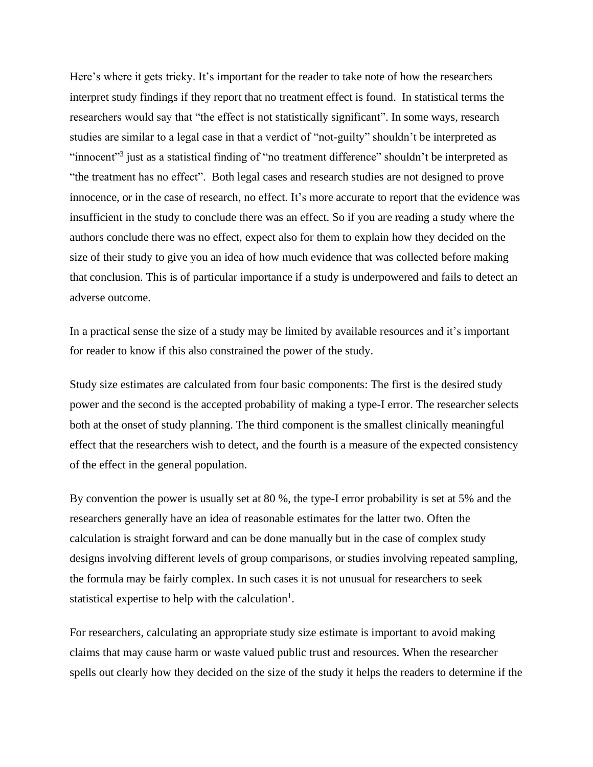Here's where it gets tricky. It's important for the reader to take note of how the researchers interpret study findings if they report that no treatment effect is found. In statistical terms the researchers would say that "the effect is not statistically significant". In some ways, research studies are similar to a legal case in that a verdict of "not-guilty" shouldn't be interpreted as "innocent"[3] just as a statistical finding of "no treatment difference" shouldn't be interpreted as "the treatment has no effect". Both legal cases and research studies are not designed to prove innocence, or in the case of research, no effect. It's more accurate to report that the evidence was insufficient in the study to conclude there was an effect. So if you are reading a study where the authors conclude there was no effect, expect also for them to explain how they decided on the size of their study to give you an idea of how much evidence that was collected before making that conclusion. This is of particular importance if a study is underpowered and fails to detect an adverse outcome.

In a practical sense the size of a study may be limited by available resources and it's important for reader to know if this also constrained the power of the study.

Study size estimates are calculated from four basic components: The first is the desired study power and the second is the accepted probability of making a type-I error. The researcher selects both at the onset of study planning. The third component is the smallest clinically meaningful effect that the researchers wish to detect, and the fourth is a measure of the expected consistency of the effect in the general population.

By convention the power is usually set at 80 %, the type-I error probability is set at 5% and the researchers generally have an idea of reasonable estimates for the latter two. Often the calculation is straight forward and can be done manually but in the case of complex study designs involving different levels of group comparisons, or studies involving repeated sampling, the formula may be fairly complex. In such cases it is not unusual for researchers to seek statistical expertise to help with the calculation[1].

For researchers, calculating an appropriate study size estimate is important to avoid making claims that may cause harm or waste valued public trust and resources. When the researcher spells out clearly how they decided on the size of the study it helps the readers to determine if the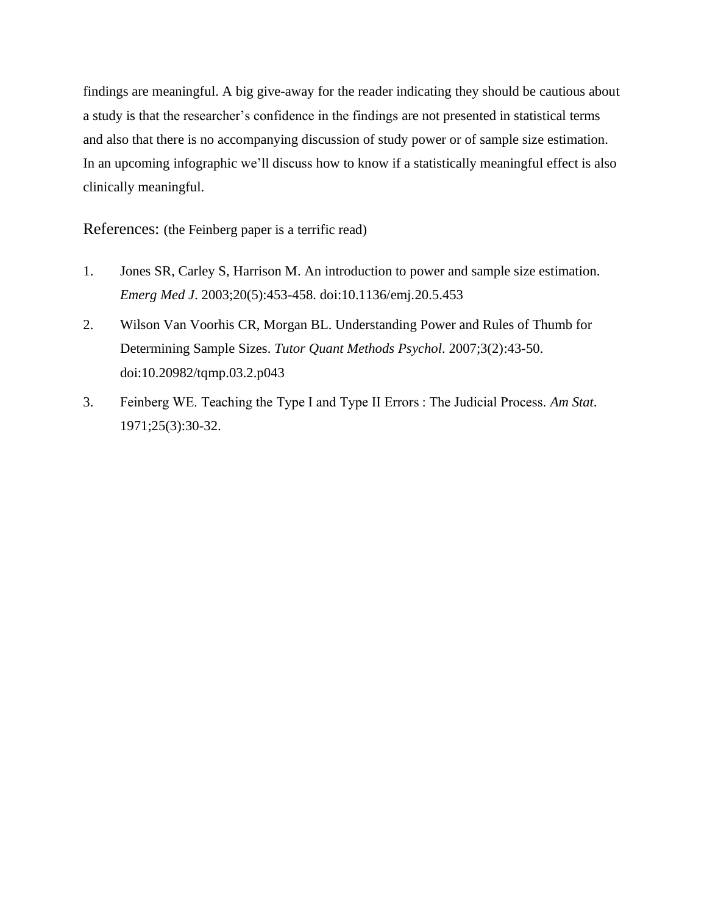findings are meaningful. A big give-away for the reader indicating they should be cautious about a study is that the researcher's confidence in the findings are not presented in statistical terms and also that there is no accompanying discussion of study power or of sample size estimation. In an upcoming infographic we'll discuss how to know if a statistically meaningful effect is also clinically meaningful.

## References: (the Feinberg paper is a terrific read)

1. Jones SR, Carley S, Harrison M. An introduction to power and sample size estimation. *Emerg Med J*. 2003;20(5):453-458. doi:10.1136/emj.20.5.453
2. Wilson Van Voorhis CR, Morgan BL. Understanding Power and Rules of Thumb for Determining Sample Sizes. *Tutor Quant Methods Psychol*. 2007;3(2):43-50. doi:10.20982/tqmp.03.2.p043
3. Feinberg WE. Teaching the Type I and Type II Errors : The Judicial Process. *Am Stat*. 1971;25(3):30-32.